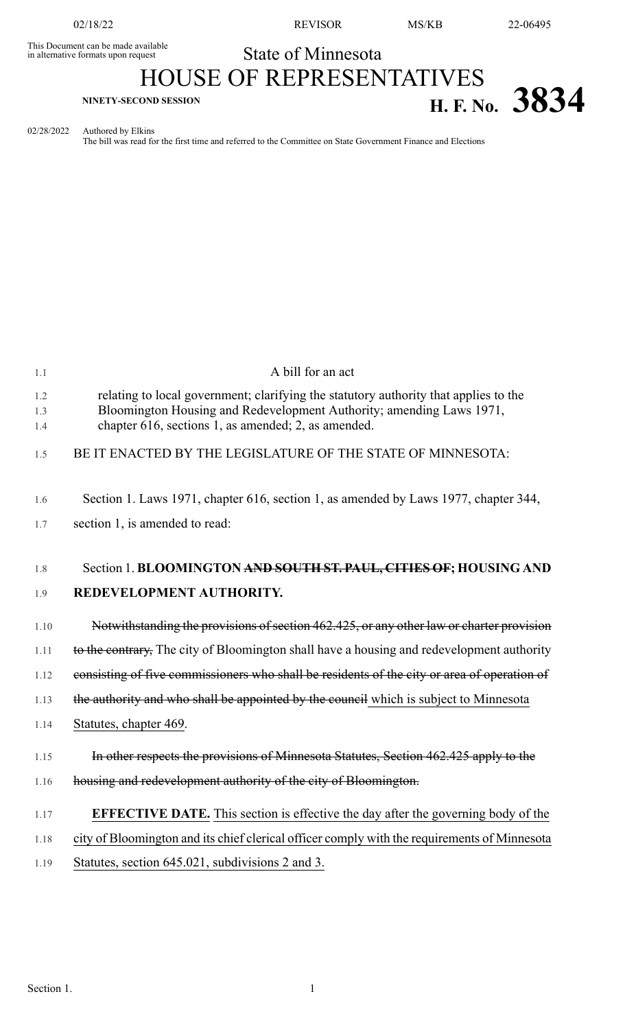This Document can be made available in alternative formats upon request

State of Minnesota

# HOUSE OF REPRESENTATIVES

**NINETY-SECOND SESSION**

# H. F. No. 3834

02/28/2022 Authored by Elkins
The bill was read for the first time and referred to the Committee on State Government Finance and Elections

A bill for an act

relating to local government; clarifying the statutory authority that applies to the Bloomington Housing and Redevelopment Authority; amending Laws 1971, chapter 616, sections 1, as amended; 2, as amended.

BE IT ENACTED BY THE LEGISLATURE OF THE STATE OF MINNESOTA:

Section 1. Laws 1971, chapter 616, section 1, as amended by Laws 1977, chapter 344, section 1, is amended to read:

Section 1. **BLOOMINGTON ~~AND SOUTH ST. PAUL, CITIES OF~~; HOUSING AND REDEVELOPMENT AUTHORITY.**

~~Notwithstanding the provisions of section 462.425, or any other law or charter provision to the contrary,~~ The city of Bloomington shall have a housing and redevelopment authority ~~consisting of five commissioners who shall be residents of the city or area of operation of the authority and who shall be appointed by the council~~ which is subject to Minnesota Statutes, chapter 469.

~~In other respects the provisions of Minnesota Statutes, Section 462.425 apply to the housing and redevelopment authority of the city of Bloomington.~~

**EFFECTIVE DATE.** This section is effective the day after the governing body of the city of Bloomington and its chief clerical officer comply with the requirements of Minnesota Statutes, section 645.021, subdivisions 2 and 3.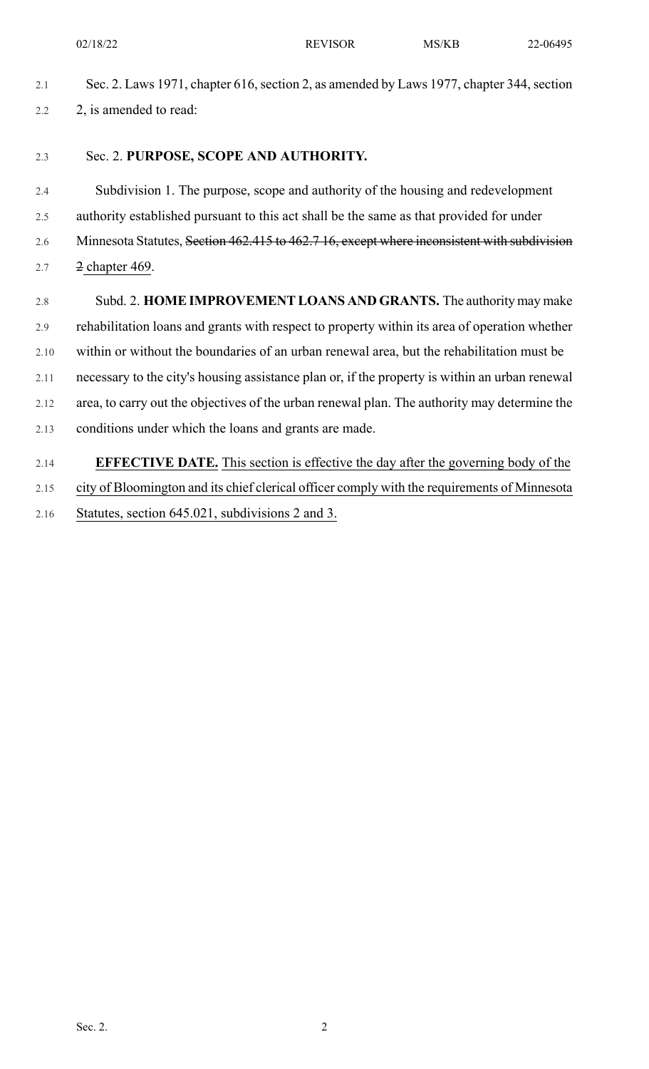Sec. 2. Laws 1971, chapter 616, section 2, as amended by Laws 1977, chapter 344, section 2, is amended to read:

Sec. 2. **PURPOSE, SCOPE AND AUTHORITY.**

Subdivision 1. The purpose, scope and authority of the housing and redevelopment authority established pursuant to this act shall be the same as that provided for under Minnesota Statutes, ~~Section 462.415 to 462.7 16, except where inconsistent with subdivision 2~~ chapter 469.

Subd. 2. **HOME IMPROVEMENT LOANS AND GRANTS.** The authority may make rehabilitation loans and grants with respect to property within its area of operation whether within or without the boundaries of an urban renewal area, but the rehabilitation must be necessary to the city's housing assistance plan or, if the property is within an urban renewal area, to carry out the objectives of the urban renewal plan. The authority may determine the conditions under which the loans and grants are made.

**EFFECTIVE DATE.** This section is effective the day after the governing body of the city of Bloomington and its chief clerical officer comply with the requirements of Minnesota Statutes, section 645.021, subdivisions 2 and 3.